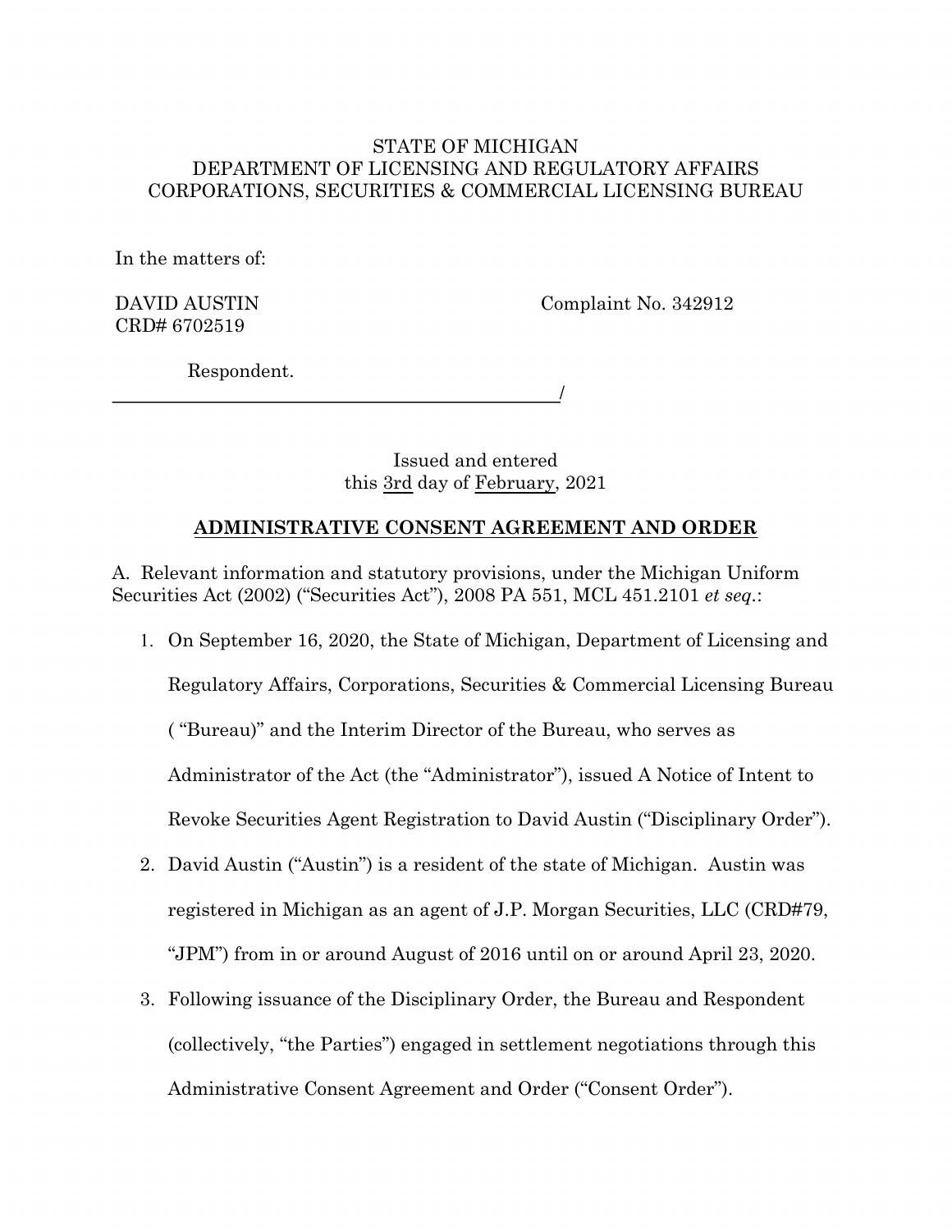STATE OF MICHIGAN
DEPARTMENT OF LICENSING AND REGULATORY AFFAIRS
CORPORATIONS, SECURITIES & COMMERCIAL LICENSING BUREAU

In the matters of:

DAVID AUSTIN
CRD# 6702519

Complaint No. 342912

Respondent.
______________________________________________/

Issued and entered
this 3rd day of February, 2021

## ADMINISTRATIVE CONSENT AGREEMENT AND ORDER

A. Relevant information and statutory provisions, under the Michigan Uniform Securities Act (2002) ("Securities Act"), 2008 PA 551, MCL 451.2101 *et seq.*:

1. On September 16, 2020, the State of Michigan, Department of Licensing and Regulatory Affairs, Corporations, Securities & Commercial Licensing Bureau ( "Bureau)" and the Interim Director of the Bureau, who serves as Administrator of the Act (the "Administrator"), issued A Notice of Intent to Revoke Securities Agent Registration to David Austin ("Disciplinary Order").
2. David Austin ("Austin") is a resident of the state of Michigan. Austin was registered in Michigan as an agent of J.P. Morgan Securities, LLC (CRD#79, "JPM") from in or around August of 2016 until on or around April 23, 2020.
3. Following issuance of the Disciplinary Order, the Bureau and Respondent (collectively, "the Parties") engaged in settlement negotiations through this Administrative Consent Agreement and Order ("Consent Order").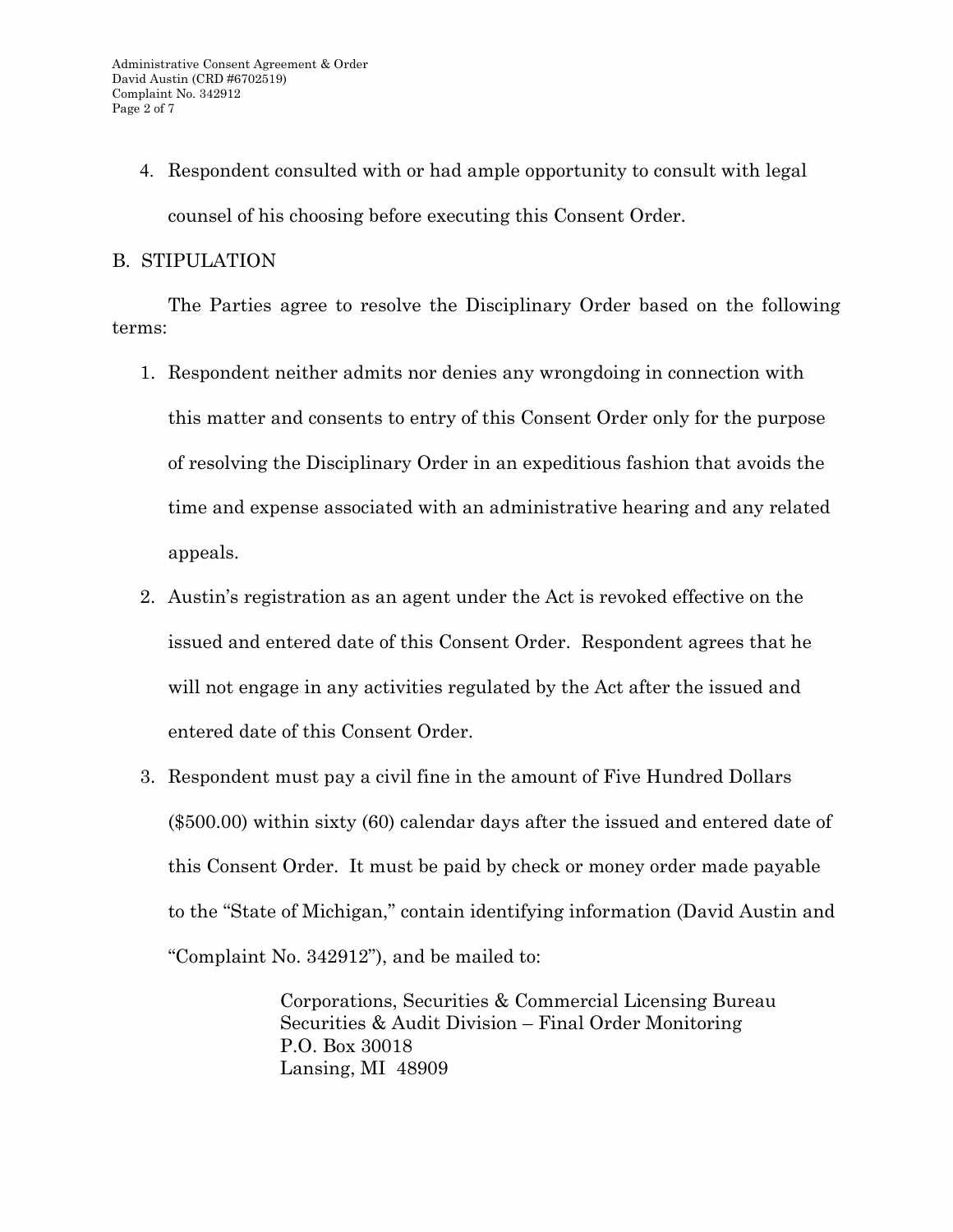4. Respondent consulted with or had ample opportunity to consult with legal counsel of his choosing before executing this Consent Order.

## B. STIPULATION

The Parties agree to resolve the Disciplinary Order based on the following terms:

1. Respondent neither admits nor denies any wrongdoing in connection with this matter and consents to entry of this Consent Order only for the purpose of resolving the Disciplinary Order in an expeditious fashion that avoids the time and expense associated with an administrative hearing and any related appeals.
2. Austin's registration as an agent under the Act is revoked effective on the issued and entered date of this Consent Order. Respondent agrees that he will not engage in any activities regulated by the Act after the issued and entered date of this Consent Order.
3. Respondent must pay a civil fine in the amount of Five Hundred Dollars ($500.00) within sixty (60) calendar days after the issued and entered date of this Consent Order. It must be paid by check or money order made payable to the "State of Michigan," contain identifying information (David Austin and "Complaint No. 342912"), and be mailed to:

   Corporations, Securities & Commercial Licensing Bureau
   Securities & Audit Division – Final Order Monitoring
   P.O. Box 30018
   Lansing, MI 48909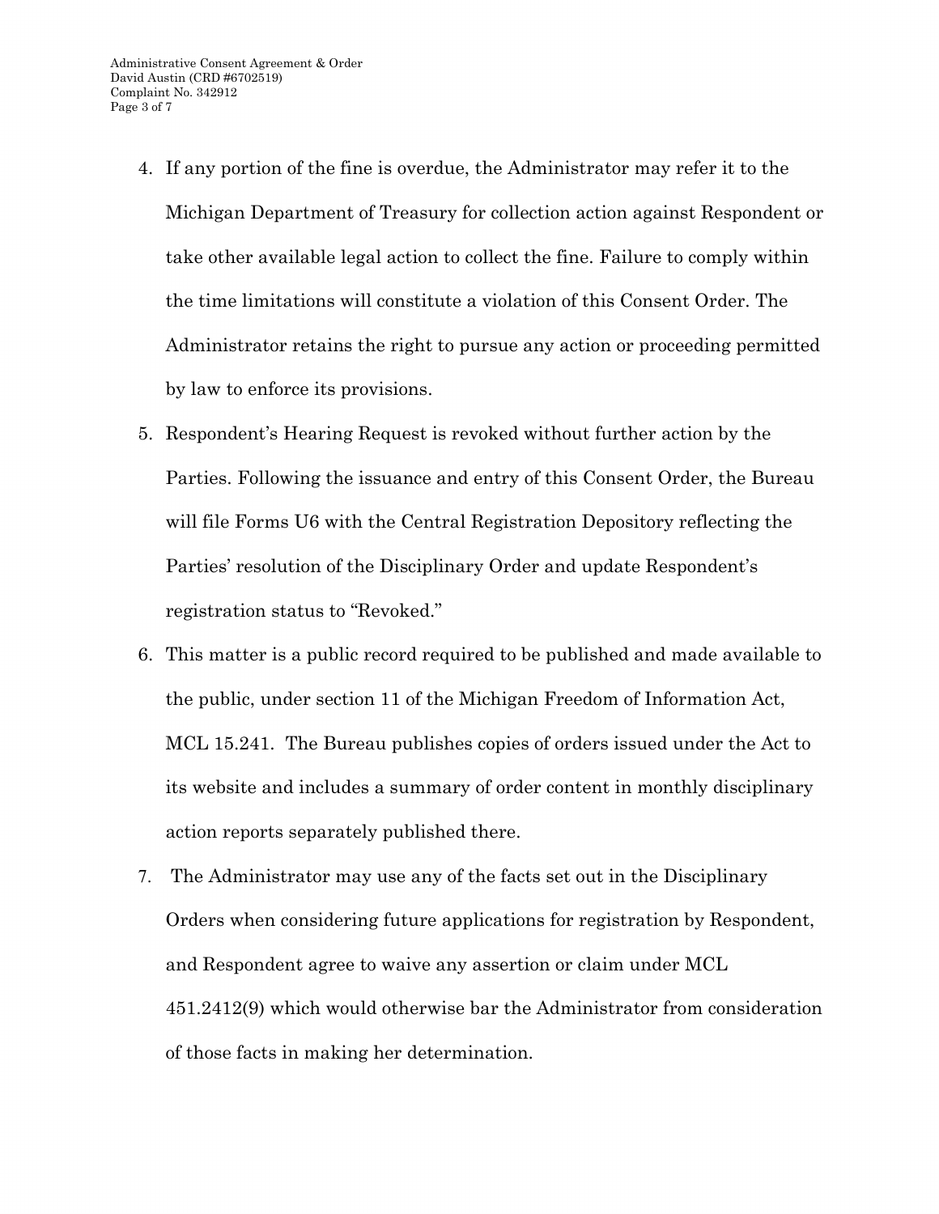4. If any portion of the fine is overdue, the Administrator may refer it to the Michigan Department of Treasury for collection action against Respondent or take other available legal action to collect the fine. Failure to comply within the time limitations will constitute a violation of this Consent Order. The Administrator retains the right to pursue any action or proceeding permitted by law to enforce its provisions.
5. Respondent's Hearing Request is revoked without further action by the Parties. Following the issuance and entry of this Consent Order, the Bureau will file Forms U6 with the Central Registration Depository reflecting the Parties' resolution of the Disciplinary Order and update Respondent's registration status to "Revoked."
6. This matter is a public record required to be published and made available to the public, under section 11 of the Michigan Freedom of Information Act, MCL 15.241. The Bureau publishes copies of orders issued under the Act to its website and includes a summary of order content in monthly disciplinary action reports separately published there.
7. The Administrator may use any of the facts set out in the Disciplinary Orders when considering future applications for registration by Respondent, and Respondent agree to waive any assertion or claim under MCL 451.2412(9) which would otherwise bar the Administrator from consideration of those facts in making her determination.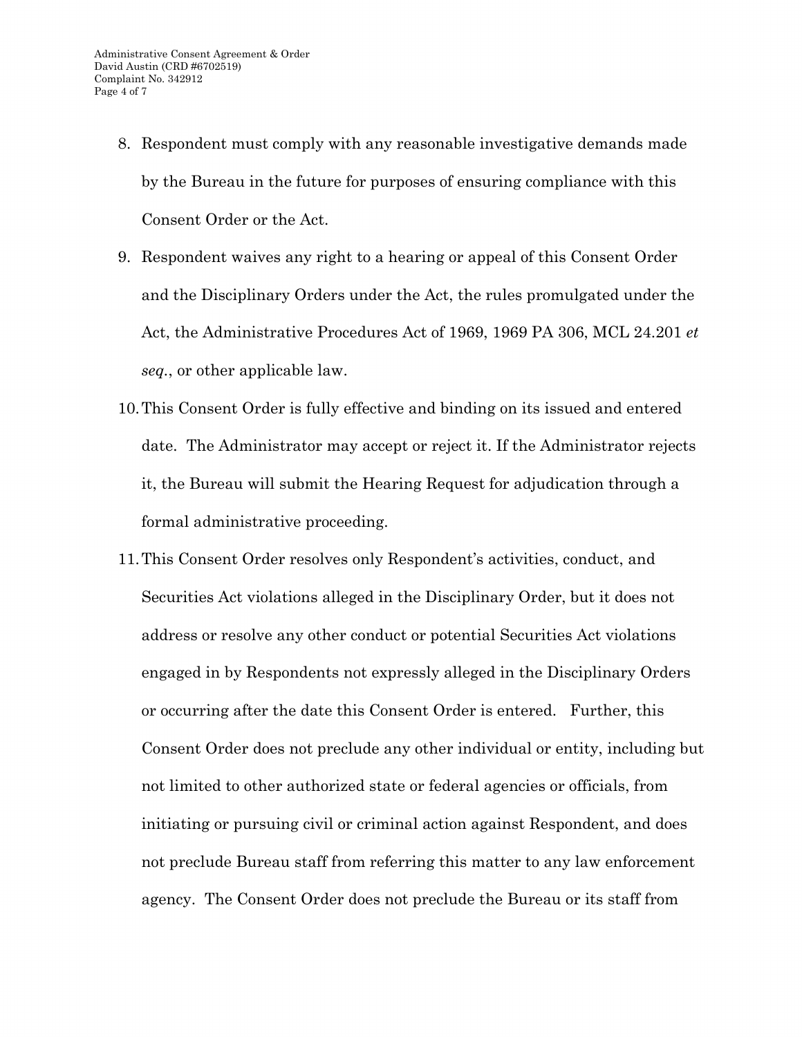8. Respondent must comply with any reasonable investigative demands made by the Bureau in the future for purposes of ensuring compliance with this Consent Order or the Act.
9. Respondent waives any right to a hearing or appeal of this Consent Order and the Disciplinary Orders under the Act, the rules promulgated under the Act, the Administrative Procedures Act of 1969, 1969 PA 306, MCL 24.201 *et seq.*, or other applicable law.
10. This Consent Order is fully effective and binding on its issued and entered date. The Administrator may accept or reject it. If the Administrator rejects it, the Bureau will submit the Hearing Request for adjudication through a formal administrative proceeding.
11. This Consent Order resolves only Respondent's activities, conduct, and Securities Act violations alleged in the Disciplinary Order, but it does not address or resolve any other conduct or potential Securities Act violations engaged in by Respondents not expressly alleged in the Disciplinary Orders or occurring after the date this Consent Order is entered. Further, this Consent Order does not preclude any other individual or entity, including but not limited to other authorized state or federal agencies or officials, from initiating or pursuing civil or criminal action against Respondent, and does not preclude Bureau staff from referring this matter to any law enforcement agency. The Consent Order does not preclude the Bureau or its staff from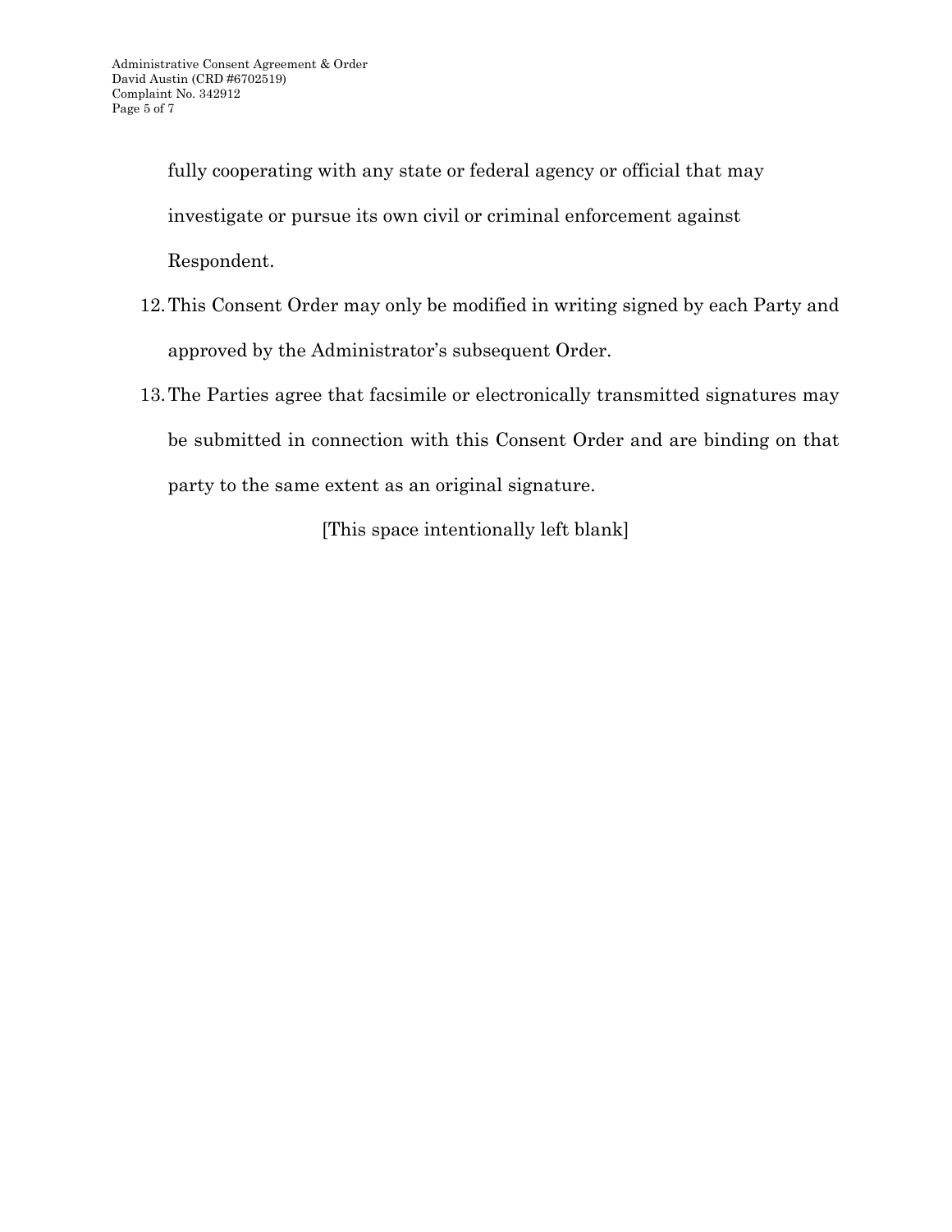fully cooperating with any state or federal agency or official that may investigate or pursue its own civil or criminal enforcement against Respondent.

12. This Consent Order may only be modified in writing signed by each Party and approved by the Administrator's subsequent Order.
13. The Parties agree that facsimile or electronically transmitted signatures may be submitted in connection with this Consent Order and are binding on that party to the same extent as an original signature.

[This space intentionally left blank]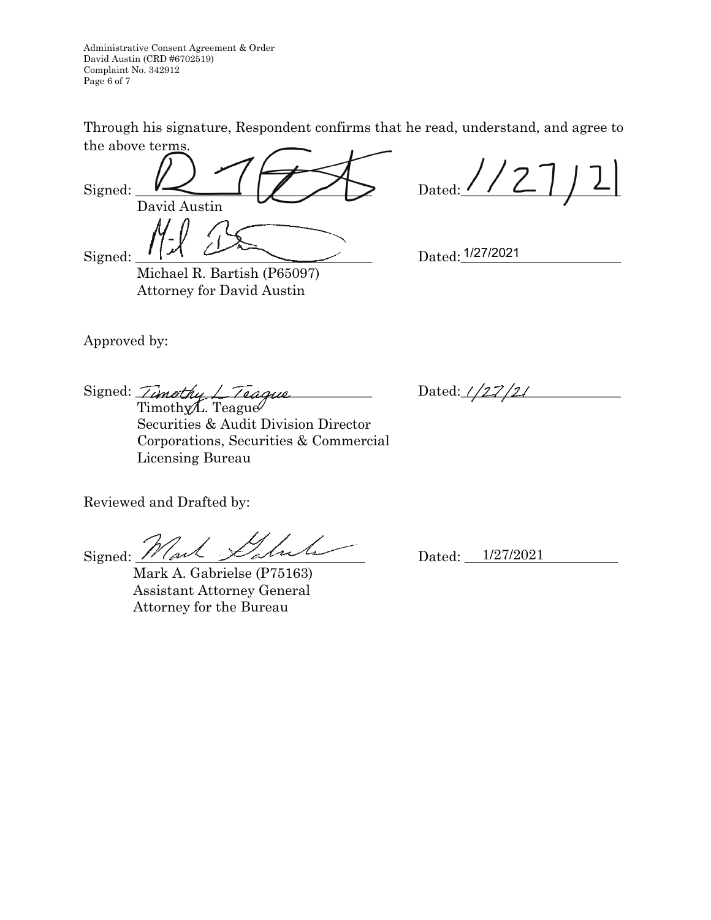Through his signature, Respondent confirms that he read, understand, and agree to the above terms.

Signed: ______________________________ Dated: 1/27/21
David Austin

Signed: ______________________________ Dated: 1/27/2021
Michael R. Bartish (P65097)
Attorney for David Austin

Approved by:

Signed: *Timothy L Teague* Dated: 1/27/21
Timothy L. Teague
Securities & Audit Division Director
Corporations, Securities & Commercial Licensing Bureau

Reviewed and Drafted by:

Signed: ______________________________ Dated: 1/27/2021
Mark A. Gabrielse (P75163)
Assistant Attorney General
Attorney for the Bureau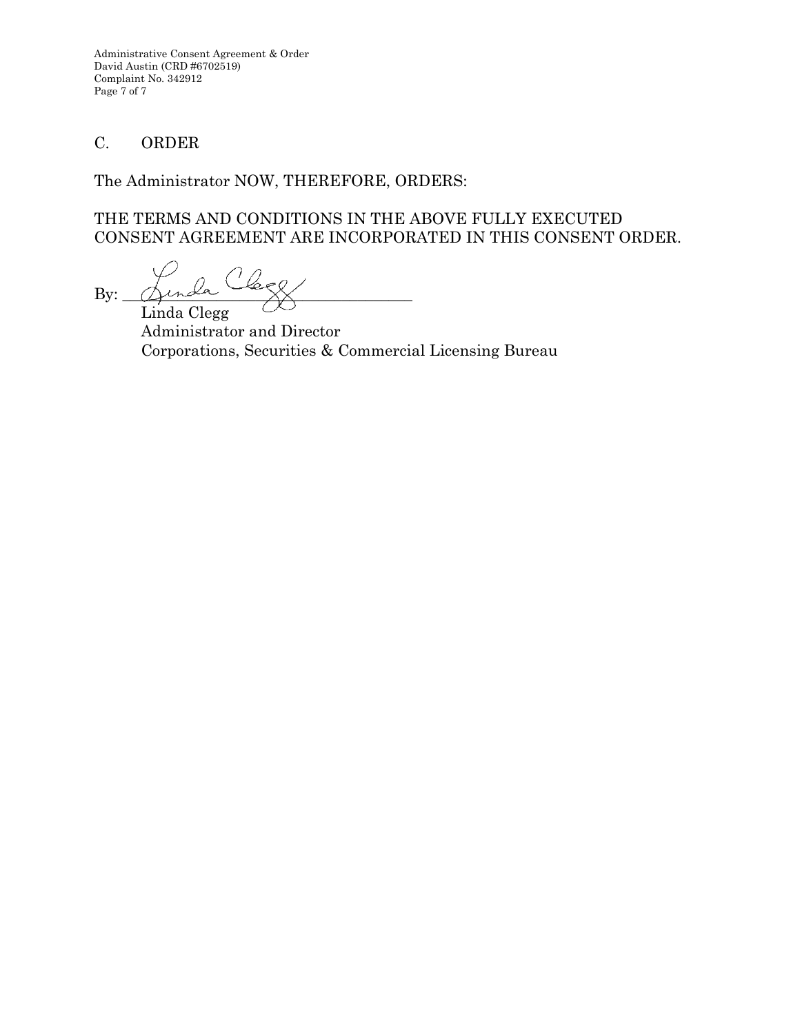## C. ORDER

The Administrator NOW, THEREFORE, ORDERS:

THE TERMS AND CONDITIONS IN THE ABOVE FULLY EXECUTED CONSENT AGREEMENT ARE INCORPORATED IN THIS CONSENT ORDER.

By: ________________________________________

Linda Clegg
Administrator and Director
Corporations, Securities & Commercial Licensing Bureau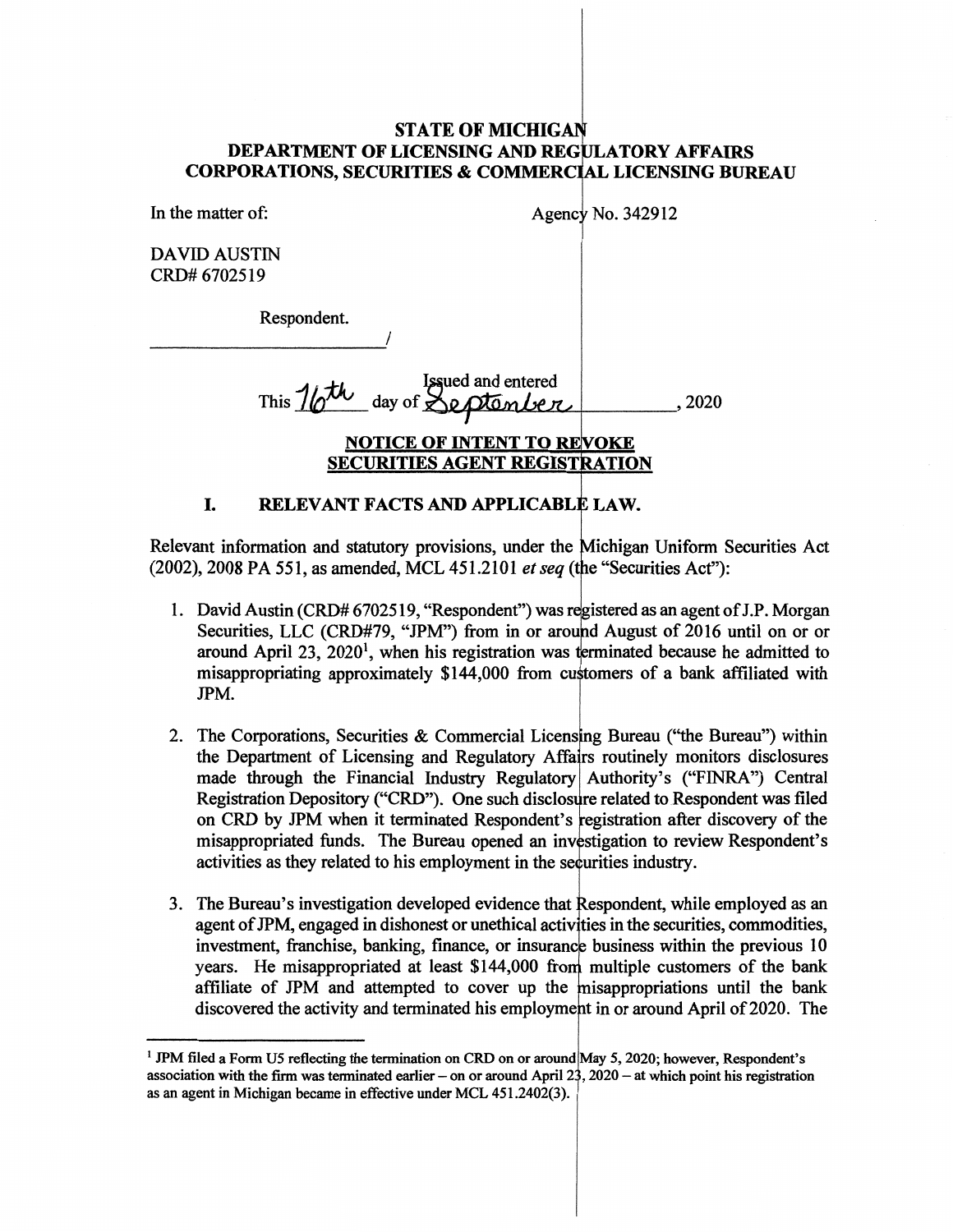**STATE OF MICHIGAN**
**DEPARTMENT OF LICENSING AND REGULATORY AFFAIRS**
**CORPORATIONS, SECURITIES & COMMERCIAL LICENSING BUREAU**

In the matter of:

Agency No. 342912

DAVID AUSTIN
CRD# 6702519

Respondent.

______________________/

Issued and entered
This 16th day of September, 2020

**NOTICE OF INTENT TO REVOKE SECURITIES AGENT REGISTRATION**

## I. RELEVANT FACTS AND APPLICABLE LAW.

Relevant information and statutory provisions, under the Michigan Uniform Securities Act (2002), 2008 PA 551, as amended, MCL 451.2101 *et seq* (the "Securities Act"):

1. David Austin (CRD# 6702519, "Respondent") was registered as an agent of J.P. Morgan Securities, LLC (CRD#79, "JPM") from in or around August of 2016 until on or or around April 23, 2020[1], when his registration was terminated because he admitted to misappropriating approximately $144,000 from customers of a bank affiliated with JPM.

2. The Corporations, Securities & Commercial Licensing Bureau ("the Bureau") within the Department of Licensing and Regulatory Affairs routinely monitors disclosures made through the Financial Industry Regulatory Authority's ("FINRA") Central Registration Depository ("CRD"). One such disclosure related to Respondent was filed on CRD by JPM when it terminated Respondent's registration after discovery of the misappropriated funds. The Bureau opened an investigation to review Respondent's activities as they related to his employment in the securities industry.

3. The Bureau's investigation developed evidence that Respondent, while employed as an agent of JPM, engaged in dishonest or unethical activities in the securities, commodities, investment, franchise, banking, finance, or insurance business within the previous 10 years. He misappropriated at least $144,000 from multiple customers of the bank affiliate of JPM and attempted to cover up the misappropriations until the bank discovered the activity and terminated his employment in or around April of 2020. The

---

[1] JPM filed a Form U5 reflecting the termination on CRD on or around May 5, 2020; however, Respondent's association with the firm was terminated earlier – on or around April 23, 2020 – at which point his registration as an agent in Michigan became in effective under MCL 451.2402(3).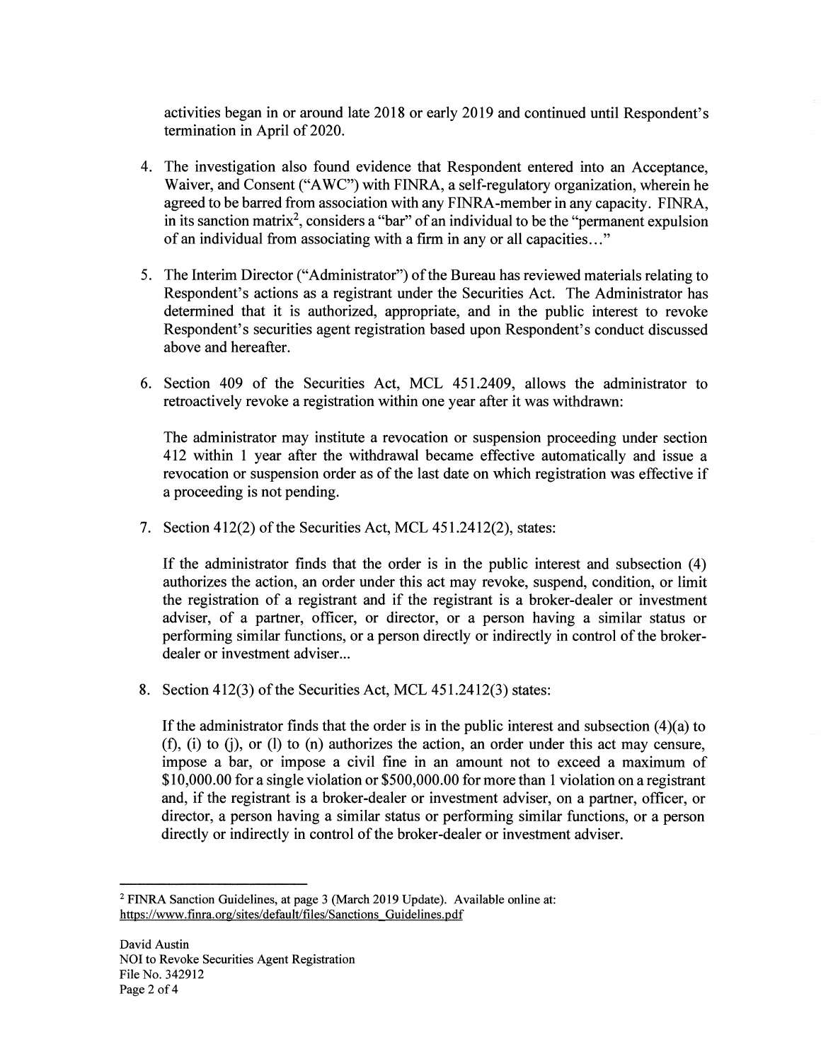activities began in or around late 2018 or early 2019 and continued until Respondent's termination in April of 2020.

4. The investigation also found evidence that Respondent entered into an Acceptance, Waiver, and Consent ("AWC") with FINRA, a self-regulatory organization, wherein he agreed to be barred from association with any FINRA-member in any capacity. FINRA, in its sanction matrix[2], considers a "bar" of an individual to be the "permanent expulsion of an individual from associating with a firm in any or all capacities…"

5. The Interim Director ("Administrator") of the Bureau has reviewed materials relating to Respondent's actions as a registrant under the Securities Act. The Administrator has determined that it is authorized, appropriate, and in the public interest to revoke Respondent's securities agent registration based upon Respondent's conduct discussed above and hereafter.

6. Section 409 of the Securities Act, MCL 451.2409, allows the administrator to retroactively revoke a registration within one year after it was withdrawn:

   The administrator may institute a revocation or suspension proceeding under section 412 within 1 year after the withdrawal became effective automatically and issue a revocation or suspension order as of the last date on which registration was effective if a proceeding is not pending.

7. Section 412(2) of the Securities Act, MCL 451.2412(2), states:

   If the administrator finds that the order is in the public interest and subsection (4) authorizes the action, an order under this act may revoke, suspend, condition, or limit the registration of a registrant and if the registrant is a broker-dealer or investment adviser, of a partner, officer, or director, or a person having a similar status or performing similar functions, or a person directly or indirectly in control of the broker-dealer or investment adviser...

8. Section 412(3) of the Securities Act, MCL 451.2412(3) states:

   If the administrator finds that the order is in the public interest and subsection (4)(a) to (f), (i) to (j), or (l) to (n) authorizes the action, an order under this act may censure, impose a bar, or impose a civil fine in an amount not to exceed a maximum of $10,000.00 for a single violation or $500,000.00 for more than 1 violation on a registrant and, if the registrant is a broker-dealer or investment adviser, on a partner, officer, or director, a person having a similar status or performing similar functions, or a person directly or indirectly in control of the broker-dealer or investment adviser.

---

[2] FINRA Sanction Guidelines, at page 3 (March 2019 Update). Available online at: https://www.finra.org/sites/default/files/Sanctions_Guidelines.pdf

David Austin
NOI to Revoke Securities Agent Registration
File No. 342912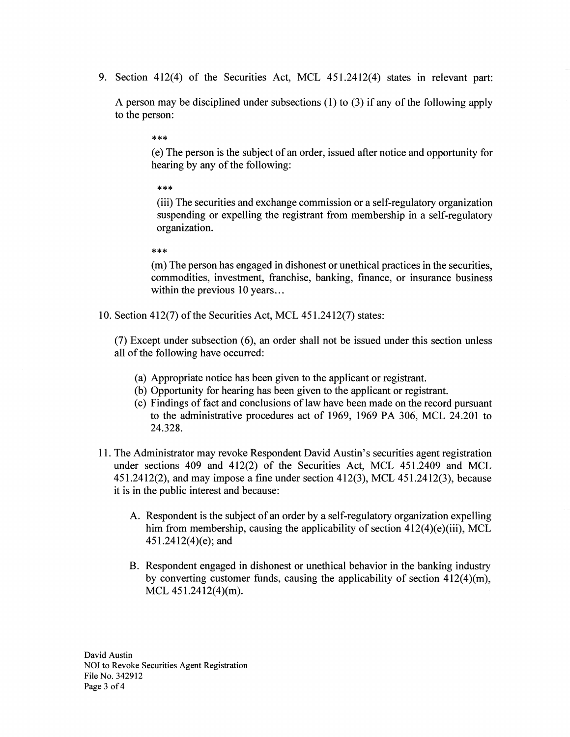9. Section 412(4) of the Securities Act, MCL 451.2412(4) states in relevant part:

   A person may be disciplined under subsections (1) to (3) if any of the following apply to the person:

   > ***
   >
   > (e) The person is the subject of an order, issued after notice and opportunity for hearing by any of the following:
   >
   > ***
   >
   > (iii) The securities and exchange commission or a self-regulatory organization suspending or expelling the registrant from membership in a self-regulatory organization.
   >
   > ***
   >
   > (m) The person has engaged in dishonest or unethical practices in the securities, commodities, investment, franchise, banking, finance, or insurance business within the previous 10 years...

10. Section 412(7) of the Securities Act, MCL 451.2412(7) states:

    (7) Except under subsection (6), an order shall not be issued under this section unless all of the following have occurred:

    (a) Appropriate notice has been given to the applicant or registrant.
    (b) Opportunity for hearing has been given to the applicant or registrant.
    (c) Findings of fact and conclusions of law have been made on the record pursuant to the administrative procedures act of 1969, 1969 PA 306, MCL 24.201 to 24.328.

11. The Administrator may revoke Respondent David Austin's securities agent registration under sections 409 and 412(2) of the Securities Act, MCL 451.2409 and MCL 451.2412(2), and may impose a fine under section 412(3), MCL 451.2412(3), because it is in the public interest and because:

    A. Respondent is the subject of an order by a self-regulatory organization expelling him from membership, causing the applicability of section 412(4)(e)(iii), MCL 451.2412(4)(e); and

    B. Respondent engaged in dishonest or unethical behavior in the banking industry by converting customer funds, causing the applicability of section 412(4)(m), MCL 451.2412(4)(m).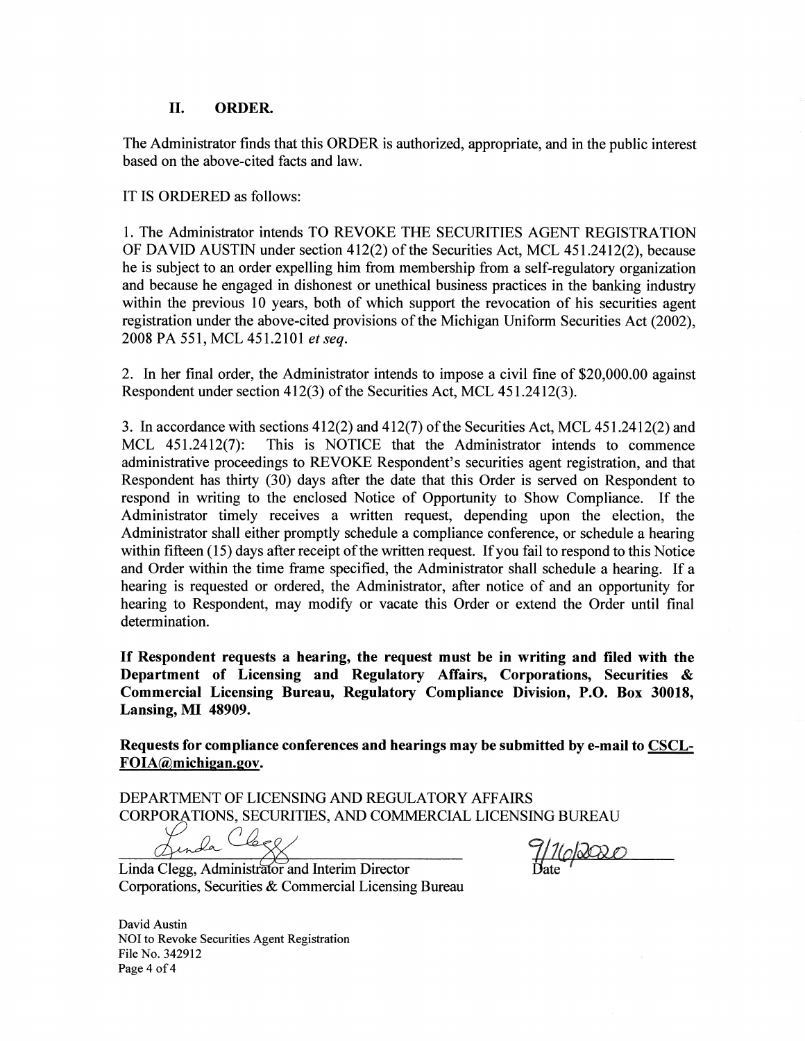## II. ORDER.

The Administrator finds that this ORDER is authorized, appropriate, and in the public interest based on the above-cited facts and law.

IT IS ORDERED as follows:

1. The Administrator intends TO REVOKE THE SECURITIES AGENT REGISTRATION OF DAVID AUSTIN under section 412(2) of the Securities Act, MCL 451.2412(2), because he is subject to an order expelling him from membership from a self-regulatory organization and because he engaged in dishonest or unethical business practices in the banking industry within the previous 10 years, both of which support the revocation of his securities agent registration under the above-cited provisions of the Michigan Uniform Securities Act (2002), 2008 PA 551, MCL 451.2101 *et seq.*

2. In her final order, the Administrator intends to impose a civil fine of $20,000.00 against Respondent under section 412(3) of the Securities Act, MCL 451.2412(3).

3. In accordance with sections 412(2) and 412(7) of the Securities Act, MCL 451.2412(2) and MCL 451.2412(7): This is NOTICE that the Administrator intends to commence administrative proceedings to REVOKE Respondent's securities agent registration, and that Respondent has thirty (30) days after the date that this Order is served on Respondent to respond in writing to the enclosed Notice of Opportunity to Show Compliance. If the Administrator timely receives a written request, depending upon the election, the Administrator shall either promptly schedule a compliance conference, or schedule a hearing within fifteen (15) days after receipt of the written request. If you fail to respond to this Notice and Order within the time frame specified, the Administrator shall schedule a hearing. If a hearing is requested or ordered, the Administrator, after notice of and an opportunity for hearing to Respondent, may modify or vacate this Order or extend the Order until final determination.

**If Respondent requests a hearing, the request must be in writing and filed with the Department of Licensing and Regulatory Affairs, Corporations, Securities & Commercial Licensing Bureau, Regulatory Compliance Division, P.O. Box 30018, Lansing, MI 48909.**

**Requests for compliance conferences and hearings may be submitted by e-mail to CSCL-FOIA@michigan.gov.**

DEPARTMENT OF LICENSING AND REGULATORY AFFAIRS
CORPORATIONS, SECURITIES, AND COMMERCIAL LICENSING BUREAU

Linda Clegg

Linda Clegg, Administrator and Interim Director
Corporations, Securities & Commercial Licensing Bureau

9/16/2020
Date

David Austin
NOI to Revoke Securities Agent Registration
File No. 342912